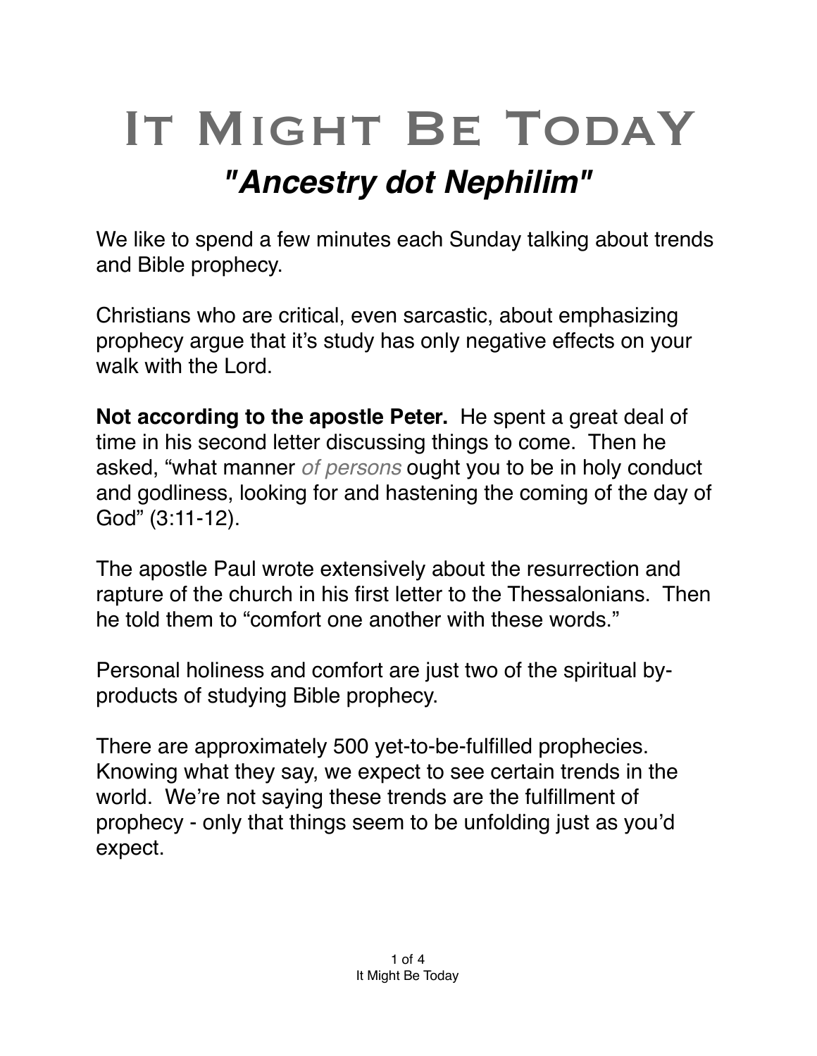# It Might Be TodaY

## *"Ancestry dot Nephilim"*

We like to spend a few minutes each Sunday talking about trends and Bible prophecy.

Christians who are critical, even sarcastic, about emphasizing prophecy argue that it's study has only negative effects on your walk with the Lord.

**Not according to the apostle Peter.** He spent a great deal of time in his second letter discussing things to come. Then he asked, "what manner *of persons* ought you to be in holy conduct and godliness, looking for and hastening the coming of the day of God" (3:11-12).

The apostle Paul wrote extensively about the resurrection and rapture of the church in his first letter to the Thessalonians. Then he told them to "comfort one another with these words."

Personal holiness and comfort are just two of the spiritual by-products of studying Bible prophecy.

There are approximately 500 yet-to-be-fulfilled prophecies. Knowing what they say, we expect to see certain trends in the world. We're not saying these trends are the fulfillment of prophecy - only that things seem to be unfolding just as you'd expect.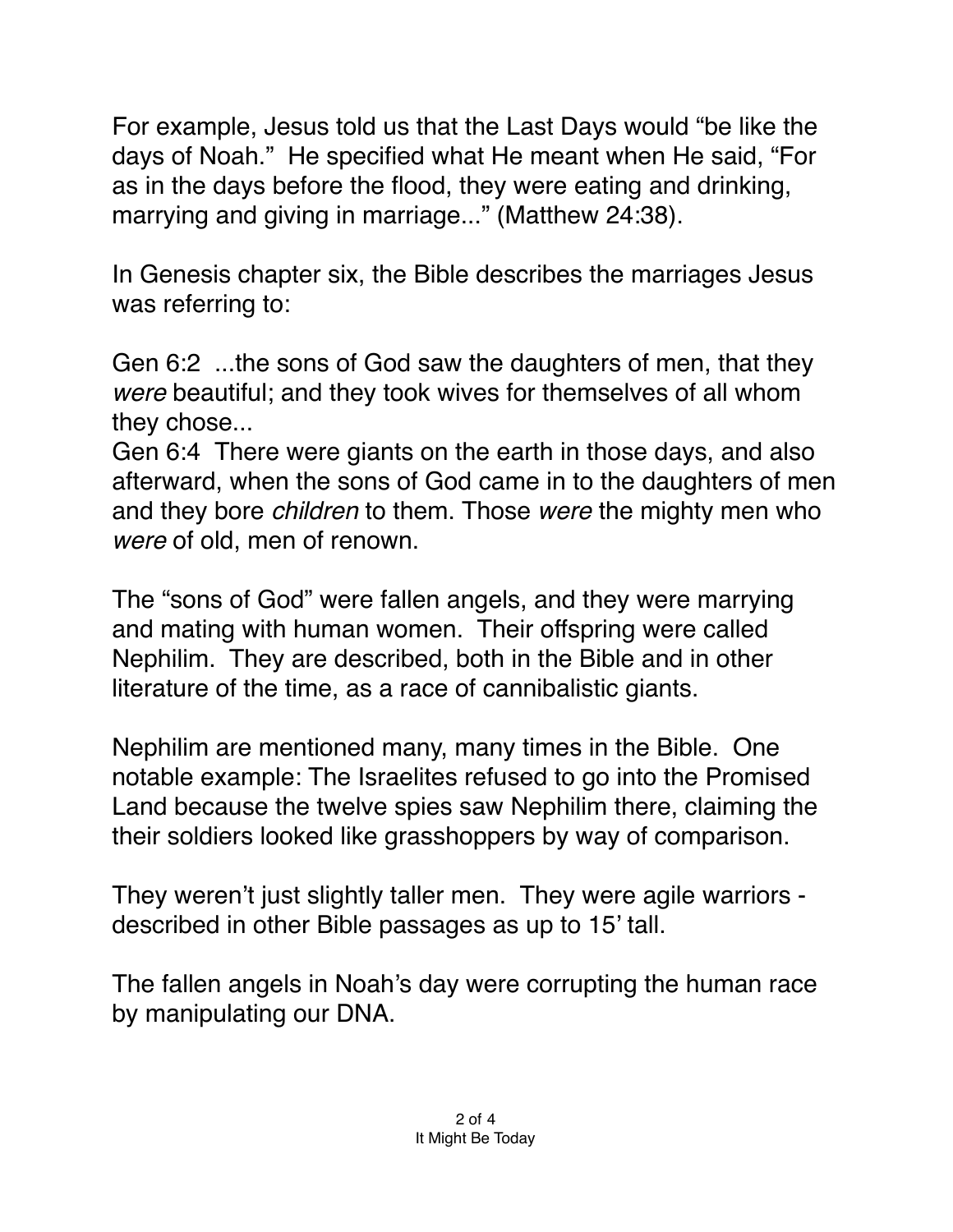For example, Jesus told us that the Last Days would "be like the days of Noah." He specified what He meant when He said, "For as in the days before the flood, they were eating and drinking, marrying and giving in marriage..." (Matthew 24:38).

In Genesis chapter six, the Bible describes the marriages Jesus was referring to:

Gen 6:2 ...the sons of God saw the daughters of men, that they *were* beautiful; and they took wives for themselves of all whom they chose...
Gen 6:4 There were giants on the earth in those days, and also afterward, when the sons of God came in to the daughters of men and they bore *children* to them. Those *were* the mighty men who *were* of old, men of renown.

The "sons of God" were fallen angels, and they were marrying and mating with human women. Their offspring were called Nephilim. They are described, both in the Bible and in other literature of the time, as a race of cannibalistic giants.

Nephilim are mentioned many, many times in the Bible. One notable example: The Israelites refused to go into the Promised Land because the twelve spies saw Nephilim there, claiming the their soldiers looked like grasshoppers by way of comparison.

They weren't just slightly taller men. They were agile warriors - described in other Bible passages as up to 15' tall.

The fallen angels in Noah's day were corrupting the human race by manipulating our DNA.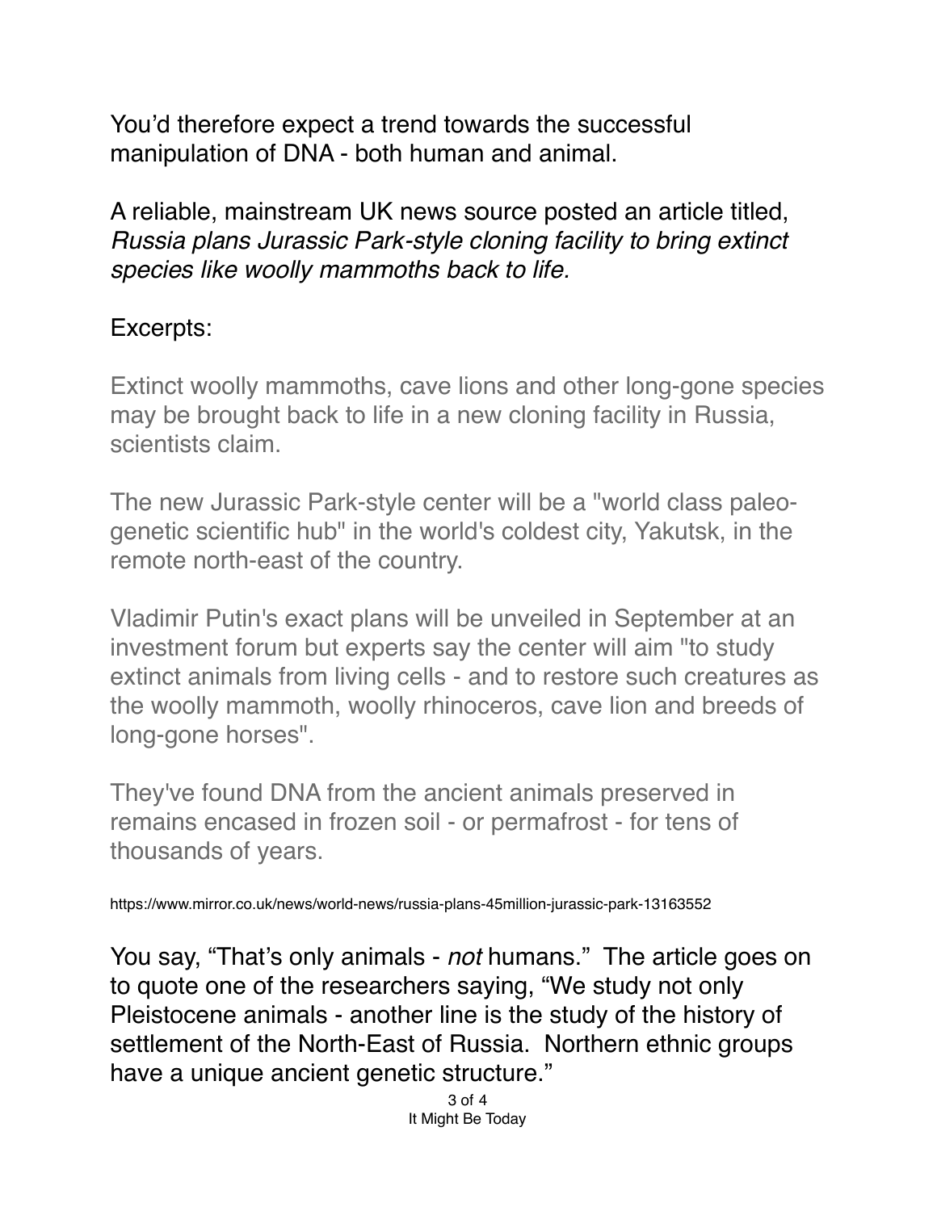You'd therefore expect a trend towards the successful manipulation of DNA - both human and animal.

A reliable, mainstream UK news source posted an article titled, *Russia plans Jurassic Park-style cloning facility to bring extinct species like woolly mammoths back to life.*

Excerpts:

Extinct woolly mammoths, cave lions and other long-gone species may be brought back to life in a new cloning facility in Russia, scientists claim.

The new Jurassic Park-style center will be a "world class paleo-genetic scientific hub" in the world's coldest city, Yakutsk, in the remote north-east of the country.

Vladimir Putin's exact plans will be unveiled in September at an investment forum but experts say the center will aim "to study extinct animals from living cells - and to restore such creatures as the woolly mammoth, woolly rhinoceros, cave lion and breeds of long-gone horses".

They've found DNA from the ancient animals preserved in remains encased in frozen soil - or permafrost - for tens of thousands of years.

https://www.mirror.co.uk/news/world-news/russia-plans-45million-jurassic-park-13163552

You say, "That's only animals - *not* humans." The article goes on to quote one of the researchers saying, "We study not only Pleistocene animals - another line is the study of the history of settlement of the North-East of Russia. Northern ethnic groups have a unique ancient genetic structure."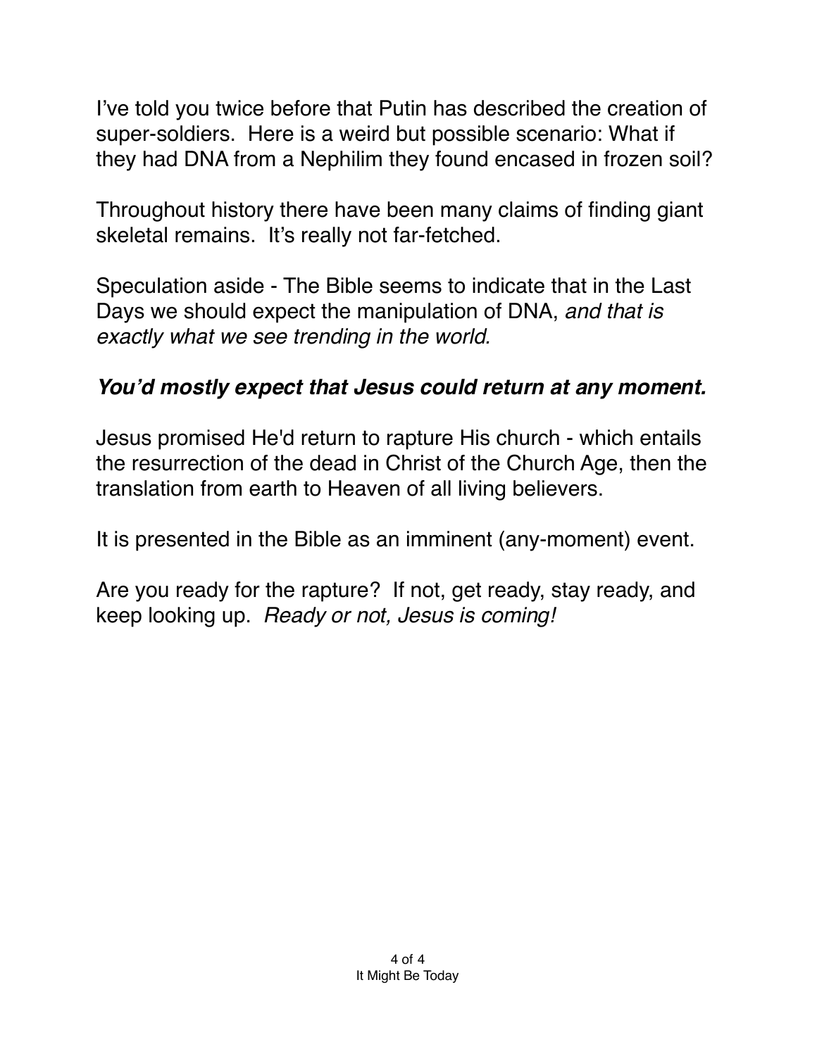I've told you twice before that Putin has described the creation of super-soldiers. Here is a weird but possible scenario: What if they had DNA from a Nephilim they found encased in frozen soil?

Throughout history there have been many claims of finding giant skeletal remains. It's really not far-fetched.

Speculation aside - The Bible seems to indicate that in the Last Days we should expect the manipulation of DNA, *and that is exactly what we see trending in the world.*

***You'd mostly expect that Jesus could return at any moment.***

Jesus promised He'd return to rapture His church - which entails the resurrection of the dead in Christ of the Church Age, then the translation from earth to Heaven of all living believers.

It is presented in the Bible as an imminent (any-moment) event.

Are you ready for the rapture? If not, get ready, stay ready, and keep looking up. *Ready or not, Jesus is coming!*